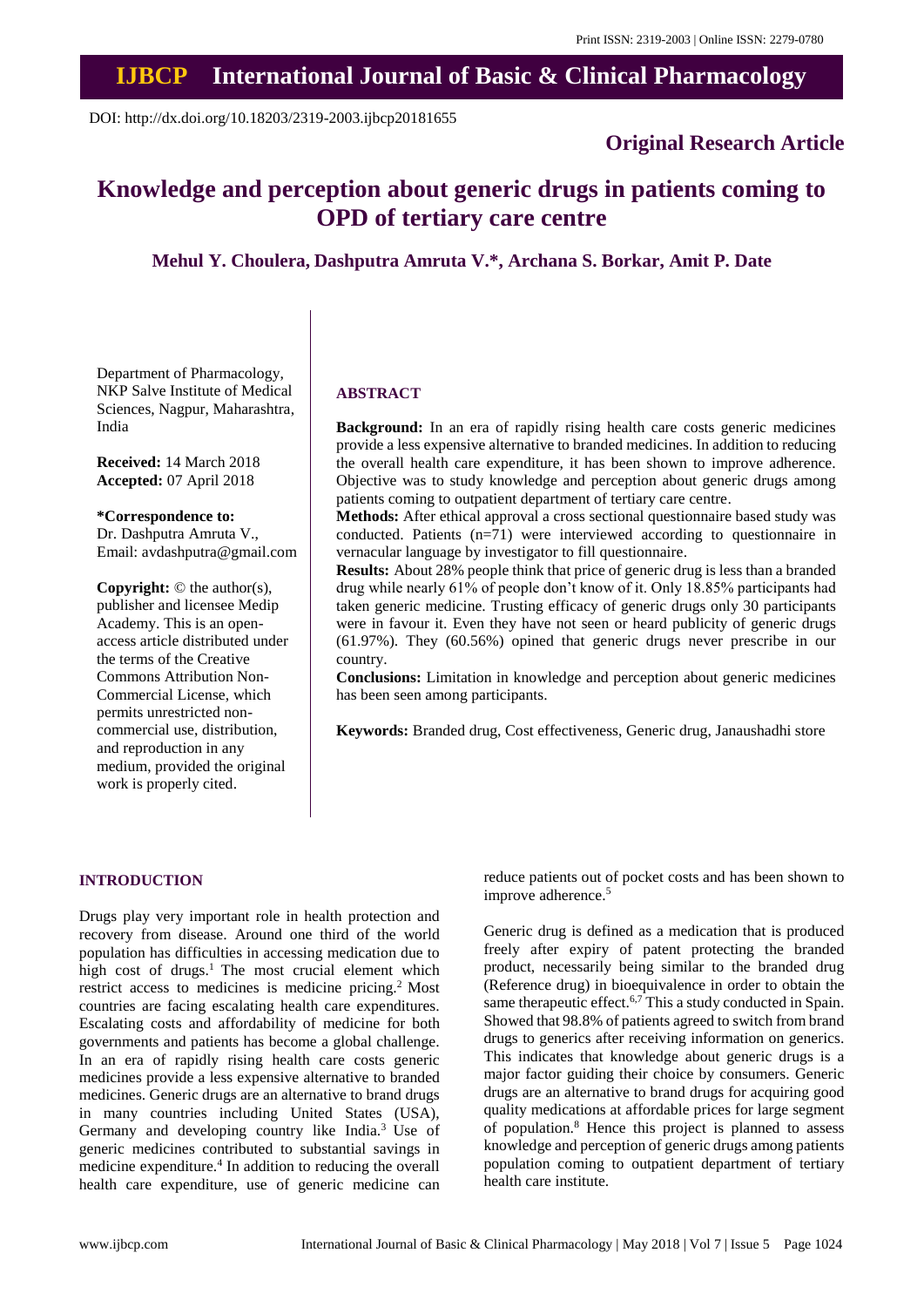# Knowledge and perception about generic drugs in patients coming to OPD of tertiary care centre

**Mehul Y. Choulera, Dashputra Amruta V.*, Archana S. Borkar, Amit P. Date**

Department of Pharmacology, NKP Salve Institute of Medical Sciences, Nagpur, Maharashtra, India

**Received:** 14 March 2018
**Accepted:** 07 April 2018

**\*Correspondence to:**
Dr. Dashputra Amruta V.,
Email: avdashputra@gmail.com

**Copyright:** © the author(s), publisher and licensee Medip Academy. This is an open-access article distributed under the terms of the Creative Commons Attribution Non-Commercial License, which permits unrestricted non-commercial use, distribution, and reproduction in any medium, provided the original work is properly cited.

## ABSTRACT

**Background:** In an era of rapidly rising health care costs generic medicines provide a less expensive alternative to branded medicines. In addition to reducing the overall health care expenditure, it has been shown to improve adherence. Objective was to study knowledge and perception about generic drugs among patients coming to outpatient department of tertiary care centre.

**Methods:** After ethical approval a cross sectional questionnaire based study was conducted. Patients (n=71) were interviewed according to questionnaire in vernacular language by investigator to fill questionnaire.

**Results:** About 28% people think that price of generic drug is less than a branded drug while nearly 61% of people don't know of it. Only 18.85% participants had taken generic medicine. Trusting efficacy of generic drugs only 30 participants were in favour it. Even they have not seen or heard publicity of generic drugs (61.97%). They (60.56%) opined that generic drugs never prescribe in our country.

**Conclusions:** Limitation in knowledge and perception about generic medicines has been seen among participants.

**Keywords:** Branded drug, Cost effectiveness, Generic drug, Janaushadhi store

## INTRODUCTION

Drugs play very important role in health protection and recovery from disease. Around one third of the world population has difficulties in accessing medication due to high cost of drugs.[1] The most crucial element which restrict access to medicines is medicine pricing.[2] Most countries are facing escalating health care expenditures. Escalating costs and affordability of medicine for both governments and patients has become a global challenge. In an era of rapidly rising health care costs generic medicines provide a less expensive alternative to branded medicines. Generic drugs are an alternative to brand drugs in many countries including United States (USA), Germany and developing country like India.[3] Use of generic medicines contributed to substantial savings in medicine expenditure.[4] In addition to reducing the overall health care expenditure, use of generic medicine can reduce patients out of pocket costs and has been shown to improve adherence.[5]

Generic drug is defined as a medication that is produced freely after expiry of patent protecting the branded product, necessarily being similar to the branded drug (Reference drug) in bioequivalence in order to obtain the same therapeutic effect.[6,7] This a study conducted in Spain. Showed that 98.8% of patients agreed to switch from brand drugs to generics after receiving information on generics. This indicates that knowledge about generic drugs is a major factor guiding their choice by consumers. Generic drugs are an alternative to brand drugs for acquiring good quality medications at affordable prices for large segment of population.[8] Hence this project is planned to assess knowledge and perception of generic drugs among patients population coming to outpatient department of tertiary health care institute.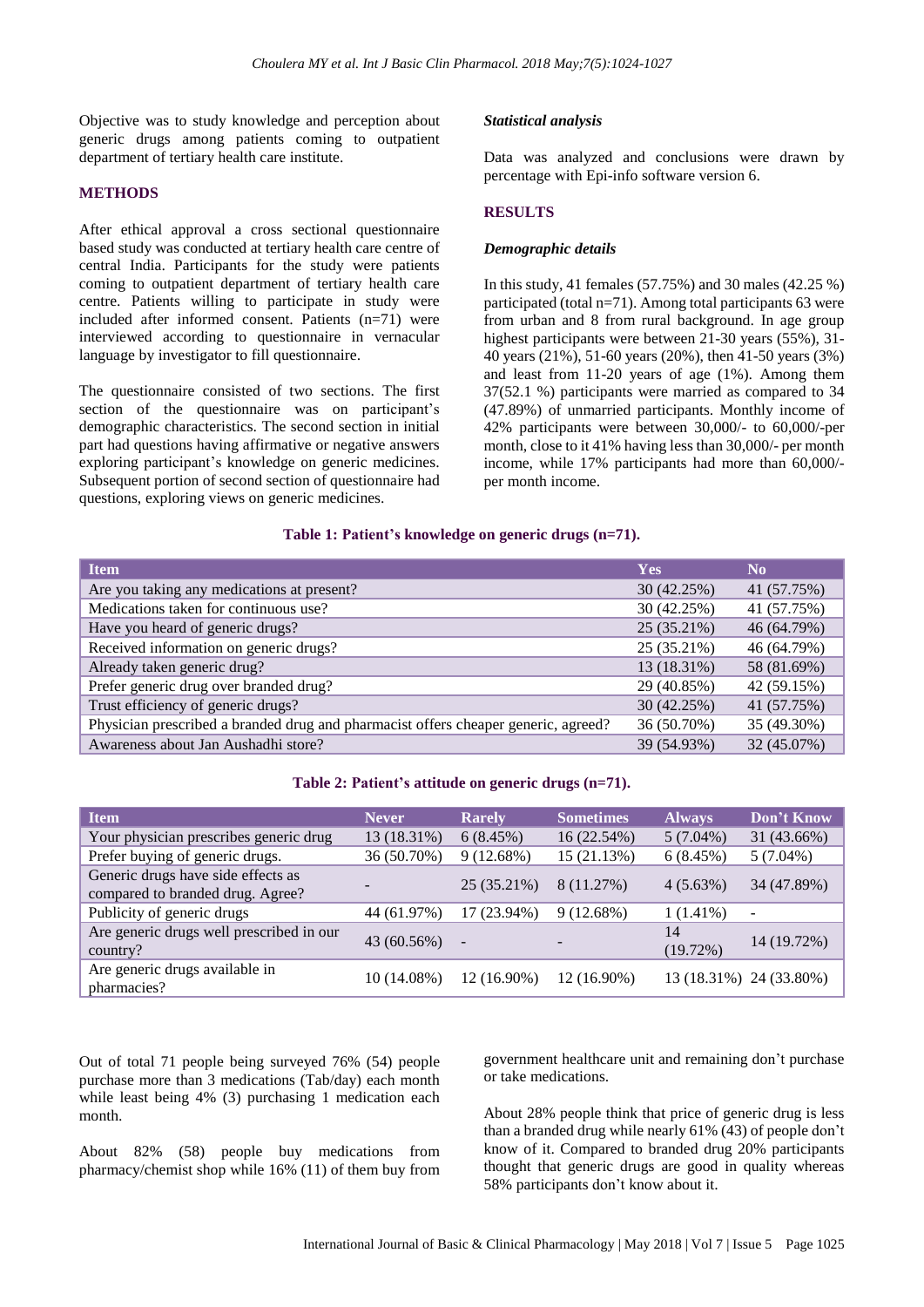Objective was to study knowledge and perception about generic drugs among patients coming to outpatient department of tertiary health care institute.

## METHODS

After ethical approval a cross sectional questionnaire based study was conducted at tertiary health care centre of central India. Participants for the study were patients coming to outpatient department of tertiary health care centre. Patients willing to participate in study were included after informed consent. Patients (n=71) were interviewed according to questionnaire in vernacular language by investigator to fill questionnaire.

The questionnaire consisted of two sections. The first section of the questionnaire was on participant's demographic characteristics. The second section in initial part had questions having affirmative or negative answers exploring participant's knowledge on generic medicines. Subsequent portion of second section of questionnaire had questions, exploring views on generic medicines.

### *Statistical analysis*

Data was analyzed and conclusions were drawn by percentage with Epi-info software version 6.

## RESULTS

### *Demographic details*

In this study, 41 females (57.75%) and 30 males (42.25 %) participated (total n=71). Among total participants 63 were from urban and 8 from rural background. In age group highest participants were between 21-30 years (55%), 31-40 years (21%), 51-60 years (20%), then 41-50 years (3%) and least from 11-20 years of age (1%). Among them 37(52.1 %) participants were married as compared to 34 (47.89%) of unmarried participants. Monthly income of 42% participants were between 30,000/- to 60,000/-per month, close to it 41% having less than 30,000/- per month income, while 17% participants had more than 60,000/- per month income.

**Table 1: Patient's knowledge on generic drugs (n=71).**

| Item | Yes | No |
|---|---|---|
| Are you taking any medications at present? | 30 (42.25%) | 41 (57.75%) |
| Medications taken for continuous use? | 30 (42.25%) | 41 (57.75%) |
| Have you heard of generic drugs? | 25 (35.21%) | 46 (64.79%) |
| Received information on generic drugs? | 25 (35.21%) | 46 (64.79%) |
| Already taken generic drug? | 13 (18.31%) | 58 (81.69%) |
| Prefer generic drug over branded drug? | 29 (40.85%) | 42 (59.15%) |
| Trust efficiency of generic drugs? | 30 (42.25%) | 41 (57.75%) |
| Physician prescribed a branded drug and pharmacist offers cheaper generic, agreed? | 36 (50.70%) | 35 (49.30%) |
| Awareness about Jan Aushadhi store? | 39 (54.93%) | 32 (45.07%) |

**Table 2: Patient's attitude on generic drugs (n=71).**

| Item | Never | Rarely | Sometimes | Always | Don't Know |
|---|---|---|---|---|---|
| Your physician prescribes generic drug | 13 (18.31%) | 6 (8.45%) | 16 (22.54%) | 5 (7.04%) | 31 (43.66%) |
| Prefer buying of generic drugs. | 36 (50.70%) | 9 (12.68%) | 15 (21.13%) | 6 (8.45%) | 5 (7.04%) |
| Generic drugs have side effects as compared to branded drug. Agree? | - | 25 (35.21%) | 8 (11.27%) | 4 (5.63%) | 34 (47.89%) |
| Publicity of generic drugs | 44 (61.97%) | 17 (23.94%) | 9 (12.68%) | 1 (1.41%) | - |
| Are generic drugs well prescribed in our country? | 43 (60.56%) | - | - | 14 (19.72%) | 14 (19.72%) |
| Are generic drugs available in pharmacies? | 10 (14.08%) | 12 (16.90%) | 12 (16.90%) | 13 (18.31%) | 24 (33.80%) |

Out of total 71 people being surveyed 76% (54) people purchase more than 3 medications (Tab/day) each month while least being 4% (3) purchasing 1 medication each month.

About 82% (58) people buy medications from pharmacy/chemist shop while 16% (11) of them buy from government healthcare unit and remaining don't purchase or take medications.

About 28% people think that price of generic drug is less than a branded drug while nearly 61% (43) of people don't know of it. Compared to branded drug 20% participants thought that generic drugs are good in quality whereas 58% participants don't know about it.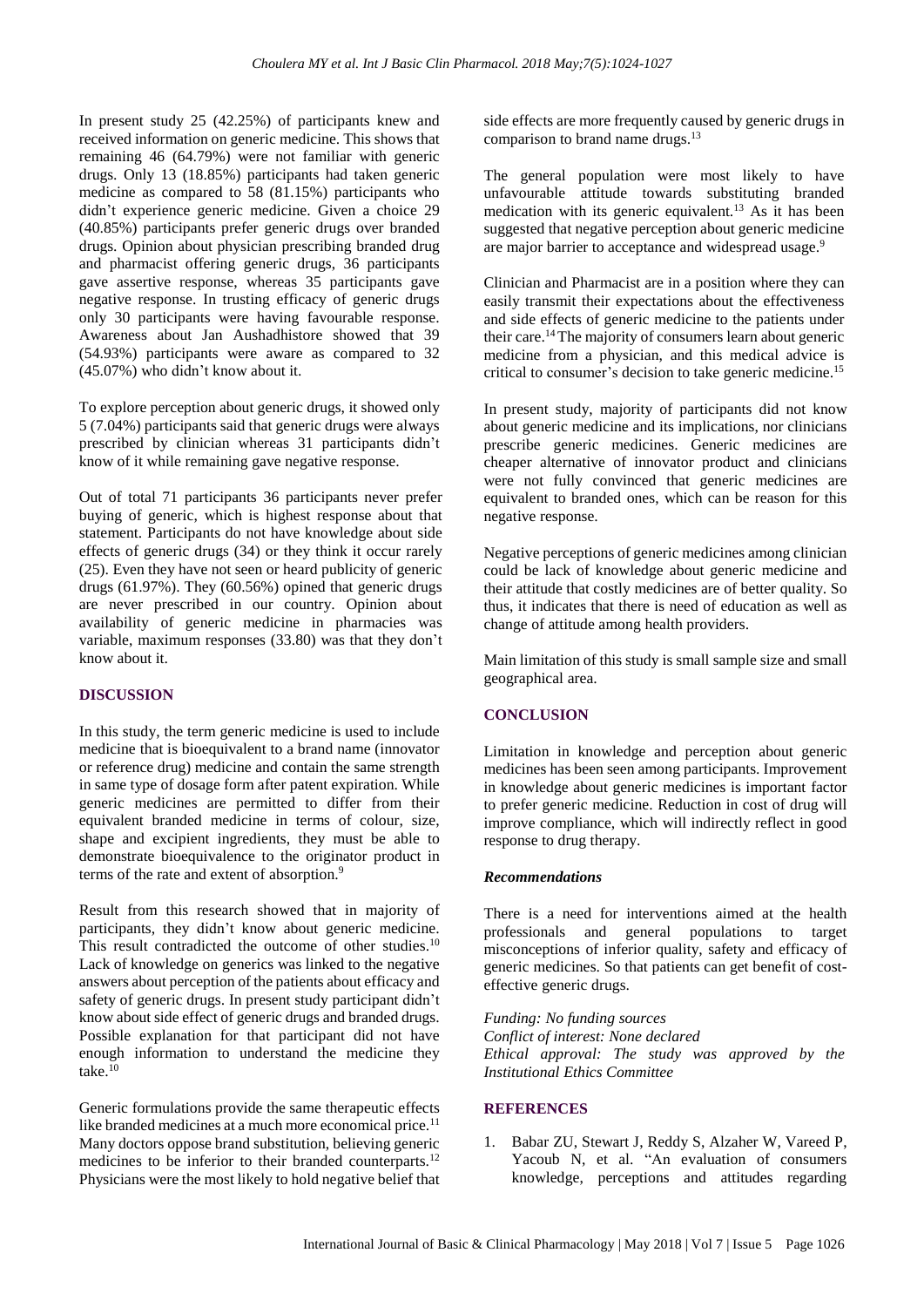In present study 25 (42.25%) of participants knew and received information on generic medicine. This shows that remaining 46 (64.79%) were not familiar with generic drugs. Only 13 (18.85%) participants had taken generic medicine as compared to 58 (81.15%) participants who didn't experience generic medicine. Given a choice 29 (40.85%) participants prefer generic drugs over branded drugs. Opinion about physician prescribing branded drug and pharmacist offering generic drugs, 36 participants gave assertive response, whereas 35 participants gave negative response. In trusting efficacy of generic drugs only 30 participants were having favourable response. Awareness about Jan Aushadhistore showed that 39 (54.93%) participants were aware as compared to 32 (45.07%) who didn't know about it.

To explore perception about generic drugs, it showed only 5 (7.04%) participants said that generic drugs were always prescribed by clinician whereas 31 participants didn't know of it while remaining gave negative response.

Out of total 71 participants 36 participants never prefer buying of generic, which is highest response about that statement. Participants do not have knowledge about side effects of generic drugs (34) or they think it occur rarely (25). Even they have not seen or heard publicity of generic drugs (61.97%). They (60.56%) opined that generic drugs are never prescribed in our country. Opinion about availability of generic medicine in pharmacies was variable, maximum responses (33.80) was that they don't know about it.

## DISCUSSION

In this study, the term generic medicine is used to include medicine that is bioequivalent to a brand name (innovator or reference drug) medicine and contain the same strength in same type of dosage form after patent expiration. While generic medicines are permitted to differ from their equivalent branded medicine in terms of colour, size, shape and excipient ingredients, they must be able to demonstrate bioequivalence to the originator product in terms of the rate and extent of absorption.[9]

Result from this research showed that in majority of participants, they didn't know about generic medicine. This result contradicted the outcome of other studies.[10] Lack of knowledge on generics was linked to the negative answers about perception of the patients about efficacy and safety of generic drugs. In present study participant didn't know about side effect of generic drugs and branded drugs. Possible explanation for that participant did not have enough information to understand the medicine they take.[10]

Generic formulations provide the same therapeutic effects like branded medicines at a much more economical price.[11] Many doctors oppose brand substitution, believing generic medicines to be inferior to their branded counterparts.[12] Physicians were the most likely to hold negative belief that side effects are more frequently caused by generic drugs in comparison to brand name drugs.[13]

The general population were most likely to have unfavourable attitude towards substituting branded medication with its generic equivalent.[13] As it has been suggested that negative perception about generic medicine are major barrier to acceptance and widespread usage.[9]

Clinician and Pharmacist are in a position where they can easily transmit their expectations about the effectiveness and side effects of generic medicine to the patients under their care.[14] The majority of consumers learn about generic medicine from a physician, and this medical advice is critical to consumer's decision to take generic medicine.[15]

In present study, majority of participants did not know about generic medicine and its implications, nor clinicians prescribe generic medicines. Generic medicines are cheaper alternative of innovator product and clinicians were not fully convinced that generic medicines are equivalent to branded ones, which can be reason for this negative response.

Negative perceptions of generic medicines among clinician could be lack of knowledge about generic medicine and their attitude that costly medicines are of better quality. So thus, it indicates that there is need of education as well as change of attitude among health providers.

Main limitation of this study is small sample size and small geographical area.

## CONCLUSION

Limitation in knowledge and perception about generic medicines has been seen among participants. Improvement in knowledge about generic medicines is important factor to prefer generic medicine. Reduction in cost of drug will improve compliance, which will indirectly reflect in good response to drug therapy.

### *Recommendations*

There is a need for interventions aimed at the health professionals and general populations to target misconceptions of inferior quality, safety and efficacy of generic medicines. So that patients can get benefit of cost-effective generic drugs.

*Funding: No funding sources*
*Conflict of interest: None declared*
*Ethical approval: The study was approved by the Institutional Ethics Committee*

## REFERENCES

1. Babar ZU, Stewart J, Reddy S, Alzaher W, Vareed P, Yacoub N, et al. "An evaluation of consumers knowledge, perceptions and attitudes regarding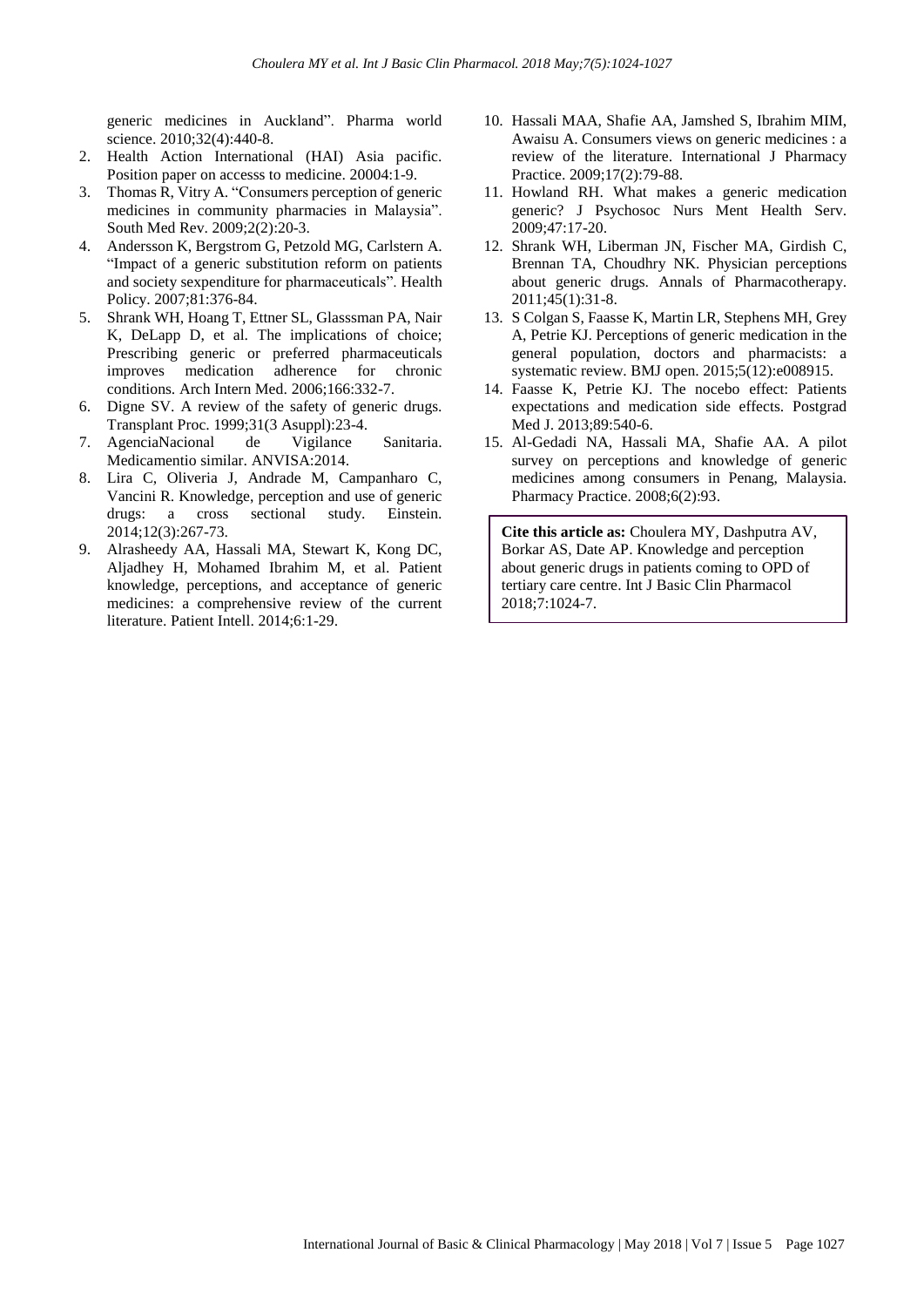generic medicines in Auckland". Pharma world science. 2010;32(4):440-8.

2. Health Action International (HAI) Asia pacific. Position paper on accesss to medicine. 20004:1-9.
3. Thomas R, Vitry A. "Consumers perception of generic medicines in community pharmacies in Malaysia". South Med Rev. 2009;2(2):20-3.
4. Andersson K, Bergstrom G, Petzold MG, Carlstern A. "Impact of a generic substitution reform on patients and society sexpenditure for pharmaceuticals". Health Policy. 2007;81:376-84.
5. Shrank WH, Hoang T, Ettner SL, Glasssman PA, Nair K, DeLapp D, et al. The implications of choice; Prescribing generic or preferred pharmaceuticals improves medication adherence for chronic conditions. Arch Intern Med. 2006;166:332-7.
6. Digne SV. A review of the safety of generic drugs. Transplant Proc. 1999;31(3 Asuppl):23-4.
7. AgenciaNacional de Vigilance Sanitaria. Medicamentio similar. ANVISA:2014.
8. Lira C, Oliveria J, Andrade M, Campanharo C, Vancini R. Knowledge, perception and use of generic drugs: a cross sectional study. Einstein. 2014;12(3):267-73.
9. Alrasheedy AA, Hassali MA, Stewart K, Kong DC, Aljadhey H, Mohamed Ibrahim M, et al. Patient knowledge, perceptions, and acceptance of generic medicines: a comprehensive review of the current literature. Patient Intell. 2014;6:1-29.
10. Hassali MAA, Shafie AA, Jamshed S, Ibrahim MIM, Awaisu A. Consumers views on generic medicines : a review of the literature. International J Pharmacy Practice. 2009;17(2):79-88.
11. Howland RH. What makes a generic medication generic? J Psychosoc Nurs Ment Health Serv. 2009;47:17-20.
12. Shrank WH, Liberman JN, Fischer MA, Girdish C, Brennan TA, Choudhry NK. Physician perceptions about generic drugs. Annals of Pharmacotherapy. 2011;45(1):31-8.
13. S Colgan S, Faasse K, Martin LR, Stephens MH, Grey A, Petrie KJ. Perceptions of generic medication in the general population, doctors and pharmacists: a systematic review. BMJ open. 2015;5(12):e008915.
14. Faasse K, Petrie KJ. The nocebo effect: Patients expectations and medication side effects. Postgrad Med J. 2013;89:540-6.
15. Al-Gedadi NA, Hassali MA, Shafie AA. A pilot survey on perceptions and knowledge of generic medicines among consumers in Penang, Malaysia. Pharmacy Practice. 2008;6(2):93.

**Cite this article as:** Choulera MY, Dashputra AV, Borkar AS, Date AP. Knowledge and perception about generic drugs in patients coming to OPD of tertiary care centre. Int J Basic Clin Pharmacol 2018;7:1024-7.